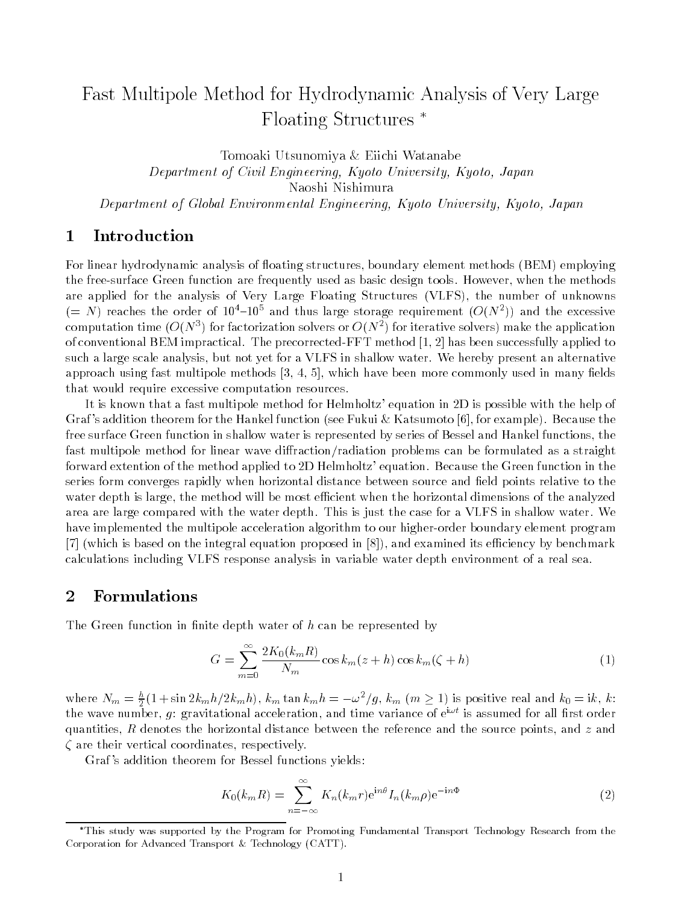# Fast Multipole Method for Hydrodynamic Analysis of Very Large Floating Structures *

Tomoaki Utsunomiya & Eiichi Watanabe
*Department of Civil Engineering, Kyoto University, Kyoto, Japan*
Naoshi Nishimura
*Department of Global Environmental Engineering, Kyoto University, Kyoto, Japan*

## 1 Introduction

For linear hydrodynamic analysis of floating structures, boundary element methods (BEM) employing the free-surface Green function are frequently used as basic design tools. However, when the methods are applied for the analysis of Very Large Floating Structures (VLFS), the number of unknowns ($= N$) reaches the order of $10^4$–$10^5$ and thus large storage requirement ($O(N^2)$) and the excessive computation time ($O(N^3)$ for factorization solvers or $O(N^2)$ for iterative solvers) make the application of conventional BEM impractical. The precorrected-FFT method [1, 2] has been successfully applied to such a large scale analysis, but not yet for a VLFS in shallow water. We hereby present an alternative approach using fast multipole methods [3, 4, 5], which have been more commonly used in many fields that would require excessive computation resources.

It is known that a fast multipole method for Helmholtz' equation in 2D is possible with the help of Graf's addition theorem for the Hankel function (see Fukui & Katsumoto [6], for example). Because the free surface Green function in shallow water is represented by series of Bessel and Hankel functions, the fast multipole method for linear wave diffraction/radiation problems can be formulated as a straight forward extention of the method applied to 2D Helmholtz' equation. Because the Green function in the series form converges rapidly when horizontal distance between source and field points relative to the water depth is large, the method will be most efficient when the horizontal dimensions of the analyzed area are large compared with the water depth. This is just the case for a VLFS in shallow water. We have implemented the multipole acceleration algorithm to our higher-order boundary element program [7] (which is based on the integral equation proposed in [8]), and examined its efficiency by benchmark calculations including VLFS response analysis in variable water depth environment of a real sea.

## 2 Formulations

The Green function in finite depth water of $h$ can be represented by

$$G = \sum_{m=0}^{\infty} \frac{2K_0(k_m R)}{N_m} \cos k_m(z+h) \cos k_m(\zeta + h) \tag{1}$$

where $N_m = \frac{h}{2}(1 + \sin 2k_m h / 2k_m h)$, $k_m \tan k_m h = -\omega^2/g$, $k_m$ ($m \geq 1$) is positive real and $k_0 = \mathrm{i}k$, $k$: the wave number, $g$: gravitational acceleration, and time variance of $\mathrm{e}^{\mathrm{i}\omega t}$ is assumed for all first order quantities, $R$ denotes the horizontal distance between the reference and the source points, and $z$ and $\zeta$ are their vertical coordinates, respectively.

Graf's addition theorem for Bessel functions yields:

$$K_0(k_m R) = \sum_{n=-\infty}^{\infty} K_n(k_m r) \mathrm{e}^{\mathrm{i}n\theta} I_n(k_m \rho) \mathrm{e}^{-\mathrm{i}n\Phi} \tag{2}$$

*This study was supported by the Program for Promoting Fundamental Transport Technology Research from the Corporation for Advanced Transport & Technology (CATT).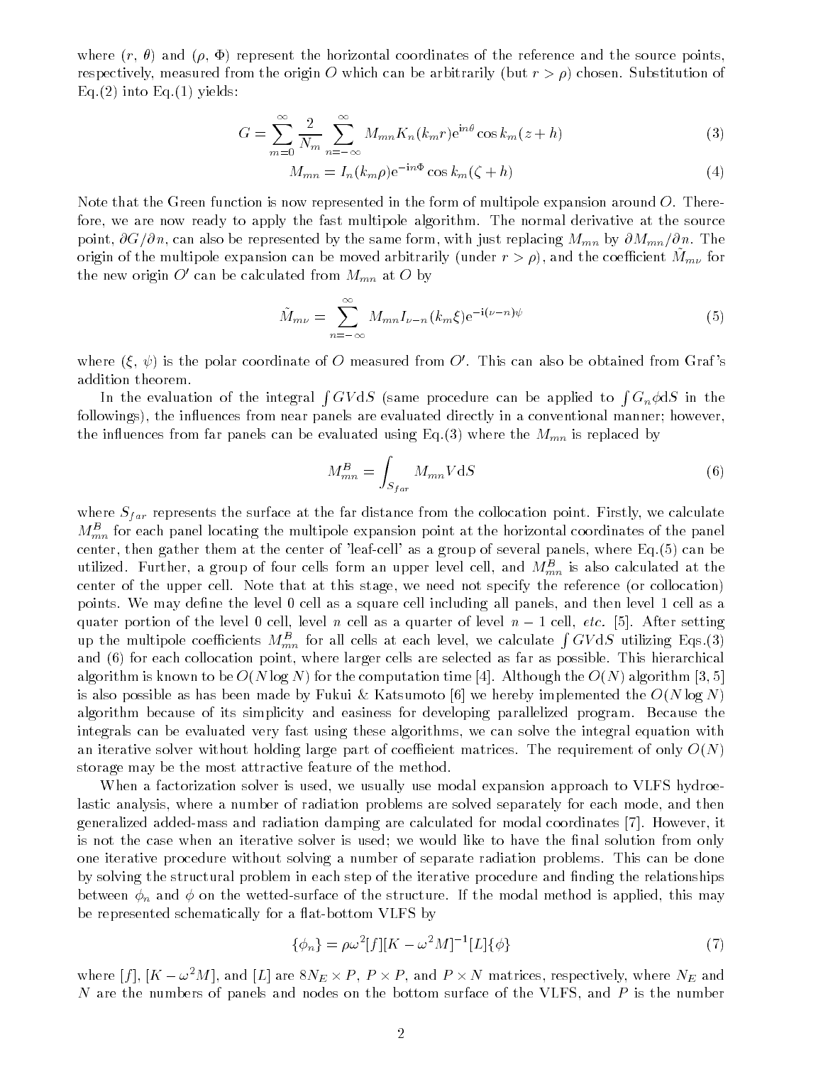where ($r$, $\theta$) and ($\rho$, $\Phi$) represent the horizontal coordinates of the reference and the source points, respectively, measured from the origin $O$ which can be arbitrarily (but $r > \rho$) chosen. Substitution of Eq.(2) into Eq.(1) yields:

$$G = \sum_{m=0}^{\infty} \frac{2}{N_m} \sum_{n=-\infty}^{\infty} M_{mn} K_n(k_m r) \mathrm{e}^{\mathrm{i}n\theta} \cos k_m(z+h) \tag{3}$$

$$M_{mn} = I_n(k_m \rho) \mathrm{e}^{-\mathrm{i}n\Phi} \cos k_m(\zeta + h) \tag{4}$$

Note that the Green function is now represented in the form of multipole expansion around $O$. Therefore, we are now ready to apply the fast multipole algorithm. The normal derivative at the source point, $\partial G/\partial n$, can also be represented by the same form, with just replacing $M_{mn}$ by $\partial M_{mn}/\partial n$. The origin of the multipole expansion can be moved arbitrarily (under $r > \rho$), and the coefficient $\tilde{M}_{m\nu}$ for the new origin $O'$ can be calculated from $M_{mn}$ at $O$ by

$$\tilde{M}_{m\nu} = \sum_{n=-\infty}^{\infty} M_{mn} I_{\nu-n}(k_m \xi) \mathrm{e}^{-\mathrm{i}(\nu-n)\psi} \tag{5}$$

where ($\xi$, $\psi$) is the polar coordinate of $O$ measured from $O'$. This can also be obtained from Graf's addition theorem.

In the evaluation of the integral $\int GV\mathrm{d}S$ (same procedure can be applied to $\int G_n \phi \mathrm{d}S$ in the followings), the influences from near panels are evaluated directly in a conventional manner; however, the influences from far panels can be evaluated using Eq.(3) where the $M_{mn}$ is replaced by

$$M_{mn}^B = \int_{S_{far}} M_{mn} V \mathrm{d}S \tag{6}$$

where $S_{far}$ represents the surface at the far distance from the collocation point. Firstly, we calculate $M_{mn}^B$ for each panel locating the multipole expansion point at the horizontal coordinates of the panel center, then gather them at the center of 'leaf-cell' as a group of several panels, where Eq.(5) can be utilized. Further, a group of four cells form an upper level cell, and $M_{mn}^B$ is also calculated at the center of the upper cell. Note that at this stage, we need not specify the reference (or collocation) points. We may define the level 0 cell as a square cell including all panels, and then level 1 cell as a quater portion of the level 0 cell, level $n$ cell as a quarter of level $n-1$ cell, *etc.* [5]. After setting up the multipole coefficients $M_{mn}^B$ for all cells at each level, we calculate $\int GV\mathrm{d}S$ utilizing Eqs.(3) and (6) for each collocation point, where larger cells are selected as far as possible. This hierarchical algorithm is known to be $O(N \log N)$ for the computation time [4]. Although the $O(N)$ algorithm [3, 5] is also possible as has been made by Fukui & Katsumoto [6] we hereby implemented the $O(N \log N)$ algorithm because of its simplicity and easiness for developing parallelized program. Because the integrals can be evaluated very fast using these algorithms, we can solve the integral equation with an iterative solver without holding large part of coefficient matrices. The requirement of only $O(N)$ storage may be the most attractive feature of the method.

When a factorization solver is used, we usually use modal expansion approach to VLFS hydroelastic analysis, where a number of radiation problems are solved separately for each mode, and then generalized added-mass and radiation damping are calculated for modal coordinates [7]. However, it is not the case when an iterative solver is used; we would like to have the final solution from only one iterative procedure without solving a number of separate radiation problems. This can be done by solving the structural problem in each step of the iterative procedure and finding the relationships between $\phi_n$ and $\phi$ on the wetted-surface of the structure. If the modal method is applied, this may be represented schematically for a flat-bottom VLFS by

$$\{\phi_n\} = \rho\omega^2 [f][K - \omega^2 M]^{-1}[L]\{\phi\} \tag{7}$$

where $[f]$, $[K - \omega^2 M]$, and $[L]$ are $8N_E \times P$, $P \times P$, and $P \times N$ matrices, respectively, where $N_E$ and $N$ are the numbers of panels and nodes on the bottom surface of the VLFS, and $P$ is the number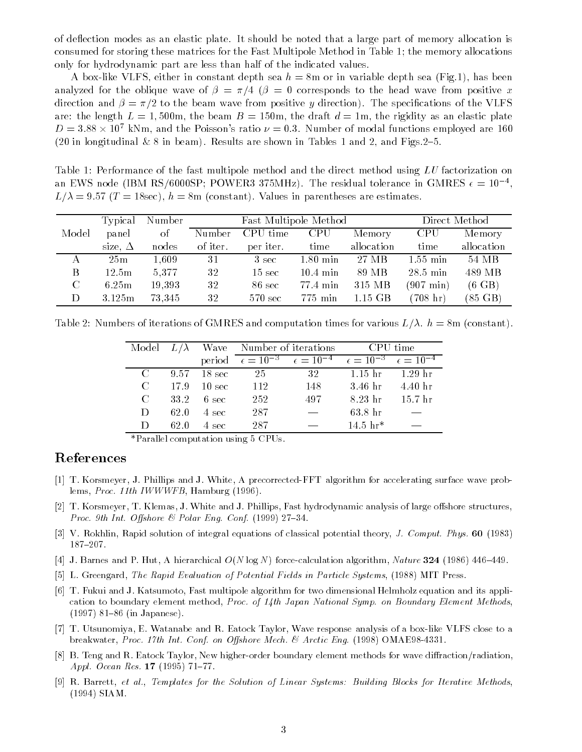of deflection modes as an elastic plate. It should be noted that a large part of memory allocation is consumed for storing these matrices for the Fast Multipole Method in Table 1; the memory allocations only for hydrodynamic part are less than half of the indicated values.

A box-like VLFS, either in constant depth sea $h = 8$m or in variable depth sea (Fig.1), has been analyzed for the oblique wave of $\beta = \pi/4$ ($\beta = 0$ corresponds to the head wave from positive $x$ direction and $\beta = \pi/2$ to the beam wave from positive $y$ direction). The specifications of the VLFS are: the length $L = 1,500$m, the beam $B = 150$m, the draft $d = 1$m, the rigidity as an elastic plate $D = 3.88 \times 10^7$ kNm, and the Poisson's ratio $\nu = 0.3$. Number of modal functions employed are 160 (20 in longitudinal & 8 in beam). Results are shown in Tables 1 and 2, and Figs.2–5.

Table 1: Performance of the fast multipole method and the direct method using $LU$ factorization on an EWS node (IBM RS/6000SP; POWER3 375MHz). The residual tolerance in GMRES $\epsilon = 10^{-4}$, $L/\lambda = 9.57$ ($T = 18$sec), $h = 8$m (constant). Values in parentheses are estimates.

| Model | Typical panel size, $\Delta$ | Number of nodes | Fast Multipole Method | | | | Direct Method | |
|---|---|---|---|---|---|---|---|---|
| | | | Number of iter. | CPU time per iter. | CPU time | Memory allocation | CPU time | Memory allocation |
| A | 25m | 1,609 | 31 | 3 sec | 1.80 min | 27 MB | 1.55 min | 54 MB |
| B | 12.5m | 5,377 | 32 | 15 sec | 10.4 min | 89 MB | 28.5 min | 489 MB |
| C | 6.25m | 19,393 | 32 | 86 sec | 77.4 min | 315 MB | (907 min) | (6 GB) |
| D | 3.125m | 73,345 | 32 | 570 sec | 775 min | 1.15 GB | (708 hr) | (85 GB) |

Table 2: Numbers of iterations of GMRES and computation times for various $L/\lambda$. $h = 8$m (constant).

| Model | $L/\lambda$ | Wave period | Number of iterations | | CPU time | |
|---|---|---|---|---|---|---|
| | | | $\epsilon = 10^{-3}$ | $\epsilon = 10^{-4}$ | $\epsilon = 10^{-3}$ | $\epsilon = 10^{-4}$ |
| C | 9.57 | 18 sec | 25 | 32 | 1.15 hr | 1.29 hr |
| C | 17.9 | 10 sec | 112 | 148 | 3.46 hr | 4.40 hr |
| C | 33.2 | 6 sec | 252 | 497 | 8.23 hr | 15.7 hr |
| D | 62.0 | 4 sec | 287 | — | 63.8 hr | — |
| D | 62.0 | 4 sec | 287 | — | 14.5 hr* | — |

*Parallel computation using 5 CPUs.

## References

[1] T. Korsmeyer, J. Phillips and J. White, A precorrected-FFT algorithm for accelerating surface wave problems, *Proc. 11th IWWWFB*, Hamburg (1996).

[2] T. Korsmeyer, T. Klemas, J. White and J. Phillips, Fast hydrodynamic analysis of large offshore structures, *Proc. 9th Int. Offshore & Polar Eng. Conf.* (1999) 27–34.

[3] V. Rokhlin, Rapid solution of integral equations of classical potential theory, *J. Comput. Phys.* **60** (1983) 187–207.

[4] J. Barnes and P. Hut, A hierarchical $O(N \log N)$ force-calculation algorithm, *Nature* **324** (1986) 446–449.

[5] L. Greengard, *The Rapid Evaluation of Potential Fields in Particle Systems*, (1988) MIT Press.

[6] T. Fukui and J. Katsumoto, Fast multipole algorithm for two dimensional Helmholz equation and its application to boundary element method, *Proc. of 14th Japan National Symp. on Boundary Element Methods*, (1997) 81–86 (in Japanese).

[7] T. Utsunomiya, E. Watanabe and R. Eatock Taylor, Wave response analysis of a box-like VLFS close to a breakwater, *Proc. 17th Int. Conf. on Offshore Mech. & Arctic Eng.* (1998) OMAE98-4331.

[8] B. Teng and R. Eatock Taylor, New higher-order boundary element methods for wave diffraction/radiation, *Appl. Ocean Res.* **17** (1995) 71–77.

[9] R. Barrett, *et al.*, *Templates for the Solution of Linear Systems: Building Blocks for Iterative Methods*, (1994) SIAM.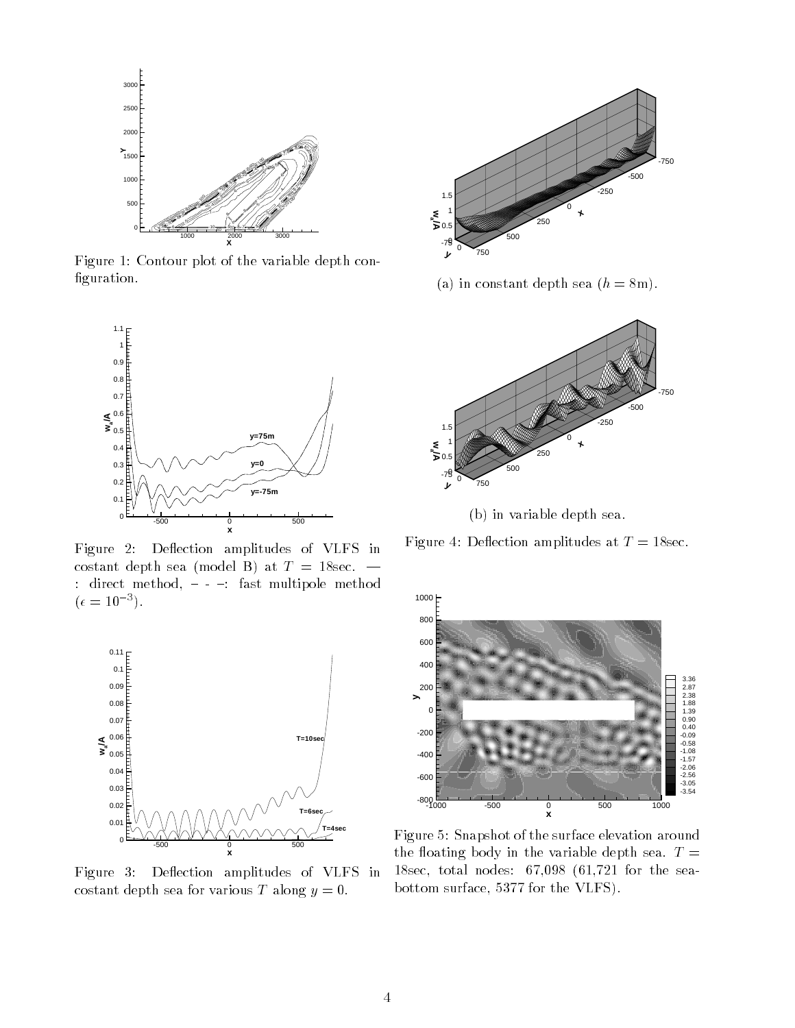3000

2500

2000

Y 1500

1000

500

0

1000 2000 3000

X

Figure 1: Contour plot of the variable depth configuration.

1.1

1

0.9

0.8

0.7

0.6

$w_a/A$ 0.5

0.4

0.3

0.2

0.1

0

-500 0 500

x

y=75m

y=0

y=-75m

Figure 2: Deflection amplitudes of VLFS in costant depth sea (model B) at $T = 18$sec. — : direct method, - - -: fast multipole method ($\epsilon = 10^{-3}$).

0.11

0.1

0.09

0.08

0.07

$w_a/A$ 0.06

0.05

0.04

0.03

0.02

0.01

0

-500 0 500

x

T=10sec

T=6sec

T=4sec

Figure 3: Deflection amplitudes of VLFS in costant depth sea for various $T$ along $y = 0$.

1.5

1

$w_a/A$ 0.5

0

-75 0 750 500 250 0 -250 -500 -750

y x

(a) in constant depth sea ($h = 8$m).

1.5

1

$w_a/A$ 0.5

0

-75 0 750 500 250 0 -250 -500 -750

y x

(b) in variable depth sea.

Figure 4: Deflection amplitudes at $T = 18$sec.

1000

800

600

400

200

y 0

-200

-400

-600

-800

-1000 -500 0 500 1000

x

3.36
2.87
2.38
1.88
1.39
0.90
0.40
-0.09
-0.58
-1.08
-1.57
-2.06
-2.56
-3.05
-3.54

Figure 5: Snapshot of the surface elevation around the floating body in the variable depth sea. $T = 18$sec, total nodes: 67,098 (61,721 for the sea-bottom surface, 5377 for the VLFS).